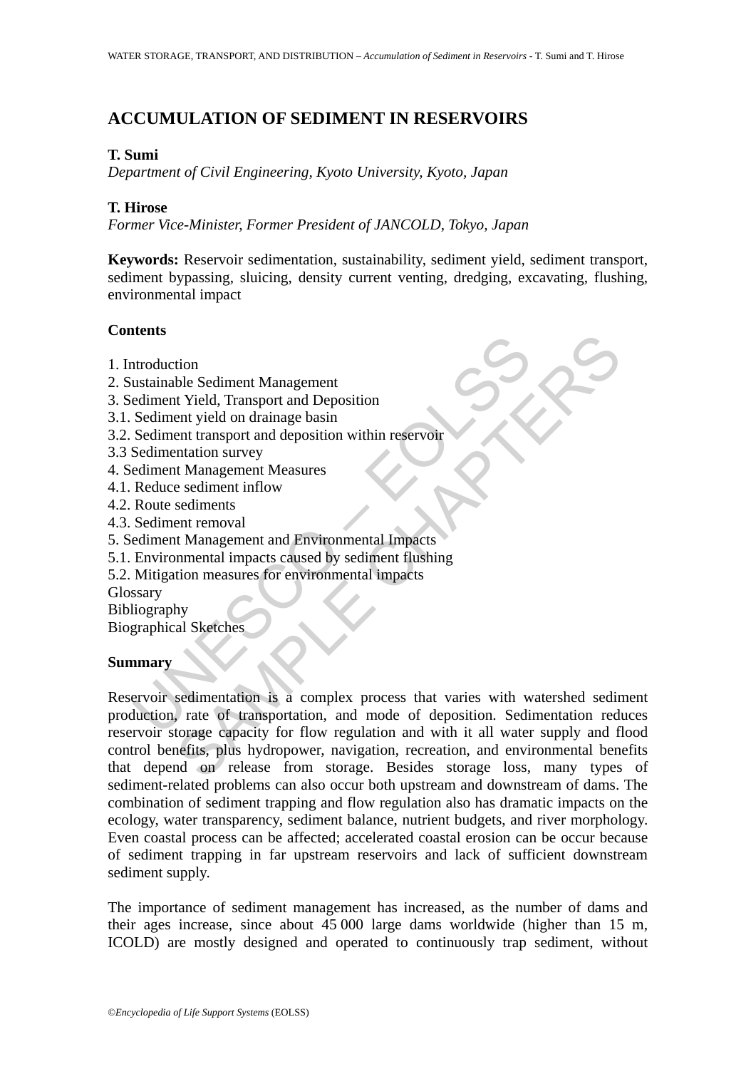# ACCUMULATION OF SEDIMENT IN RESERVOIRS

**T. Sumi**
*Department of Civil Engineering, Kyoto University, Kyoto, Japan*

**T. Hirose**
*Former Vice-Minister, Former President of JANCOLD, Tokyo, Japan*

**Keywords:** Reservoir sedimentation, sustainability, sediment yield, sediment transport, sediment bypassing, sluicing, density current venting, dredging, excavating, flushing, environmental impact

## Contents

1. Introduction
2. Sustainable Sediment Management
3. Sediment Yield, Transport and Deposition
3.1. Sediment yield on drainage basin
3.2. Sediment transport and deposition within reservoir
3.3 Sedimentation survey
4. Sediment Management Measures
4.1. Reduce sediment inflow
4.2. Route sediments
4.3. Sediment removal
5. Sediment Management and Environmental Impacts
5.1. Environmental impacts caused by sediment flushing
5.2. Mitigation measures for environmental impacts
Glossary
Bibliography
Biographical Sketches

## Summary

Reservoir sedimentation is a complex process that varies with watershed sediment production, rate of transportation, and mode of deposition. Sedimentation reduces reservoir storage capacity for flow regulation and with it all water supply and flood control benefits, plus hydropower, navigation, recreation, and environmental benefits that depend on release from storage. Besides storage loss, many types of sediment-related problems can also occur both upstream and downstream of dams. The combination of sediment trapping and flow regulation also has dramatic impacts on the ecology, water transparency, sediment balance, nutrient budgets, and river morphology. Even coastal process can be affected; accelerated coastal erosion can be occur because of sediment trapping in far upstream reservoirs and lack of sufficient downstream sediment supply.

The importance of sediment management has increased, as the number of dams and their ages increase, since about 45 000 large dams worldwide (higher than 15 m, ICOLD) are mostly designed and operated to continuously trap sediment, without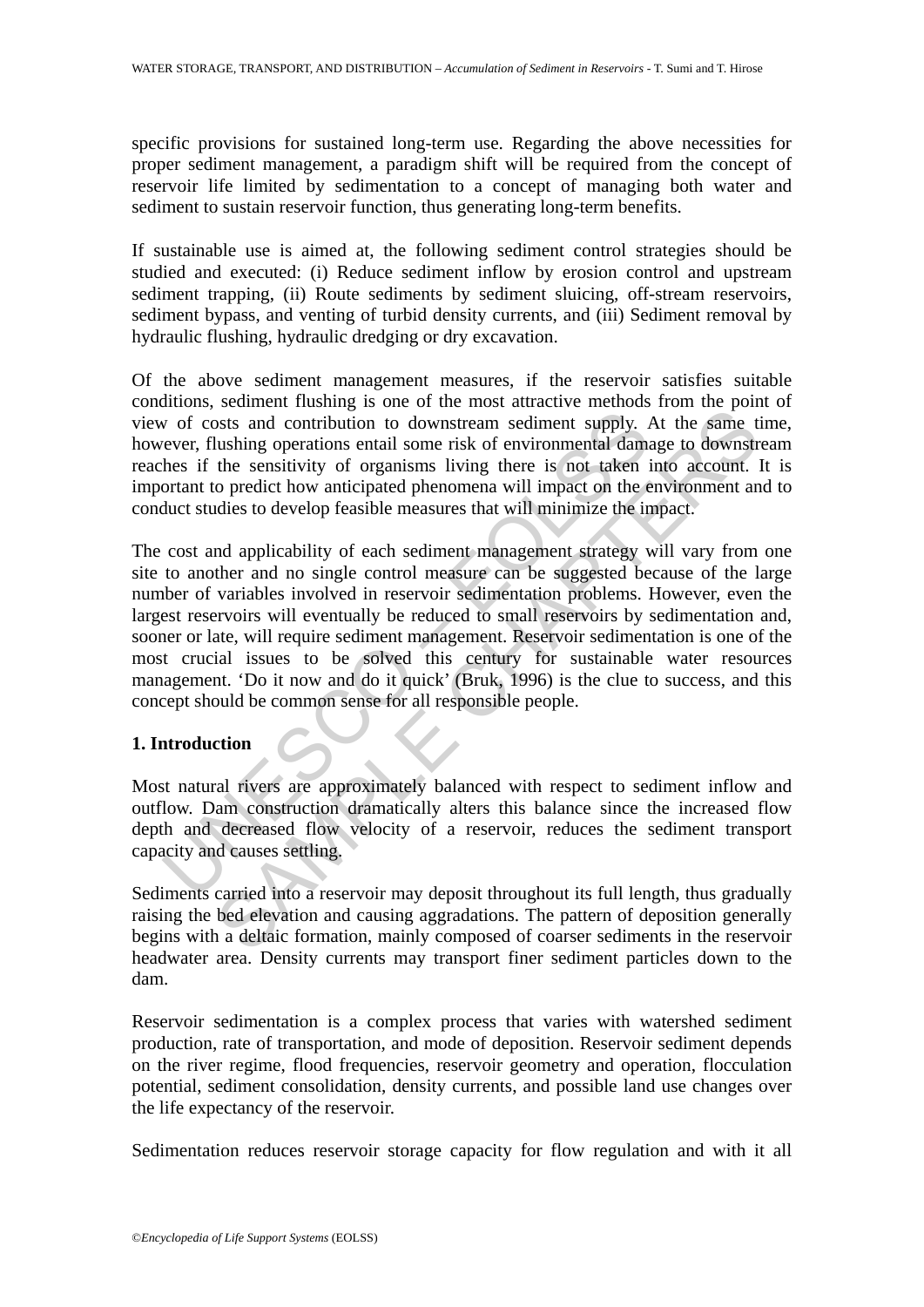specific provisions for sustained long-term use. Regarding the above necessities for proper sediment management, a paradigm shift will be required from the concept of reservoir life limited by sedimentation to a concept of managing both water and sediment to sustain reservoir function, thus generating long-term benefits.

If sustainable use is aimed at, the following sediment control strategies should be studied and executed: (i) Reduce sediment inflow by erosion control and upstream sediment trapping, (ii) Route sediments by sediment sluicing, off-stream reservoirs, sediment bypass, and venting of turbid density currents, and (iii) Sediment removal by hydraulic flushing, hydraulic dredging or dry excavation.

Of the above sediment management measures, if the reservoir satisfies suitable conditions, sediment flushing is one of the most attractive methods from the point of view of costs and contribution to downstream sediment supply. At the same time, however, flushing operations entail some risk of environmental damage to downstream reaches if the sensitivity of organisms living there is not taken into account. It is important to predict how anticipated phenomena will impact on the environment and to conduct studies to develop feasible measures that will minimize the impact.

The cost and applicability of each sediment management strategy will vary from one site to another and no single control measure can be suggested because of the large number of variables involved in reservoir sedimentation problems. However, even the largest reservoirs will eventually be reduced to small reservoirs by sedimentation and, sooner or later, will require sediment management. Reservoir sedimentation is one of the most crucial issues to be solved this century for sustainable water resources management. 'Do it now and do it quick' (Bruk, 1996) is the clue to success, and this concept should be common sense for all responsible people.

## 1. Introduction

Most natural rivers are approximately balanced with respect to sediment inflow and outflow. Dam construction dramatically alters this balance since the increased flow depth and decreased flow velocity of a reservoir, reduces the sediment transport capacity and causes settling.

Sediments carried into a reservoir may deposit throughout its full length, thus gradually raising the bed elevation and causing aggradations. The pattern of deposition generally begins with a deltaic formation, mainly composed of coarser sediments in the reservoir headwater area. Density currents may transport finer sediment particles down to the dam.

Reservoir sedimentation is a complex process that varies with watershed sediment production, rate of transportation, and mode of deposition. Reservoir sediment depends on the river regime, flood frequencies, reservoir geometry and operation, flocculation potential, sediment consolidation, density currents, and possible land use changes over the life expectancy of the reservoir.

Sedimentation reduces reservoir storage capacity for flow regulation and with it all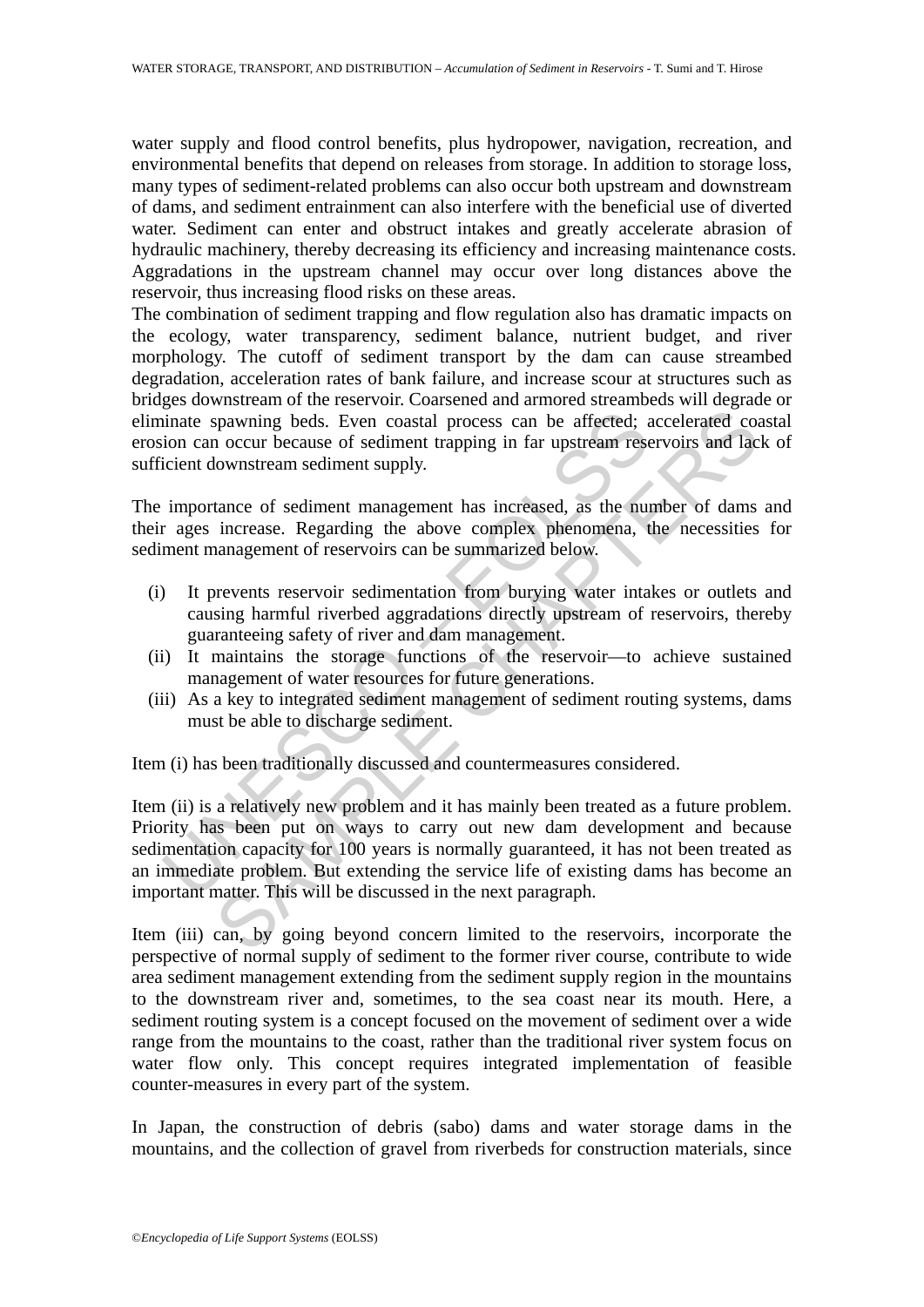water supply and flood control benefits, plus hydropower, navigation, recreation, and environmental benefits that depend on releases from storage. In addition to storage loss, many types of sediment-related problems can also occur both upstream and downstream of dams, and sediment entrainment can also interfere with the beneficial use of diverted water. Sediment can enter and obstruct intakes and greatly accelerate abrasion of hydraulic machinery, thereby decreasing its efficiency and increasing maintenance costs. Aggradations in the upstream channel may occur over long distances above the reservoir, thus increasing flood risks on these areas.

The combination of sediment trapping and flow regulation also has dramatic impacts on the ecology, water transparency, sediment balance, nutrient budget, and river morphology. The cutoff of sediment transport by the dam can cause streambed degradation, acceleration rates of bank failure, and increase scour at structures such as bridges downstream of the reservoir. Coarsened and armored streambeds will degrade or eliminate spawning beds. Even coastal process can be affected; accelerated coastal erosion can occur because of sediment trapping in far upstream reservoirs and lack of sufficient downstream sediment supply.

The importance of sediment management has increased, as the number of dams and their ages increase. Regarding the above complex phenomena, the necessities for sediment management of reservoirs can be summarized below.

(i) It prevents reservoir sedimentation from burying water intakes or outlets and causing harmful riverbed aggradations directly upstream of reservoirs, thereby guaranteeing safety of river and dam management.
(ii) It maintains the storage functions of the reservoir—to achieve sustained management of water resources for future generations.
(iii) As a key to integrated sediment management of sediment routing systems, dams must be able to discharge sediment.

Item (i) has been traditionally discussed and countermeasures considered.

Item (ii) is a relatively new problem and it has mainly been treated as a future problem. Priority has been put on ways to carry out new dam development and because sedimentation capacity for 100 years is normally guaranteed, it has not been treated as an immediate problem. But extending the service life of existing dams has become an important matter. This will be discussed in the next paragraph.

Item (iii) can, by going beyond concern limited to the reservoirs, incorporate the perspective of normal supply of sediment to the former river course, contribute to wide area sediment management extending from the sediment supply region in the mountains to the downstream river and, sometimes, to the sea coast near its mouth. Here, a sediment routing system is a concept focused on the movement of sediment over a wide range from the mountains to the coast, rather than the traditional river system focus on water flow only. This concept requires integrated implementation of feasible counter-measures in every part of the system.

In Japan, the construction of debris (sabo) dams and water storage dams in the mountains, and the collection of gravel from riverbeds for construction materials, since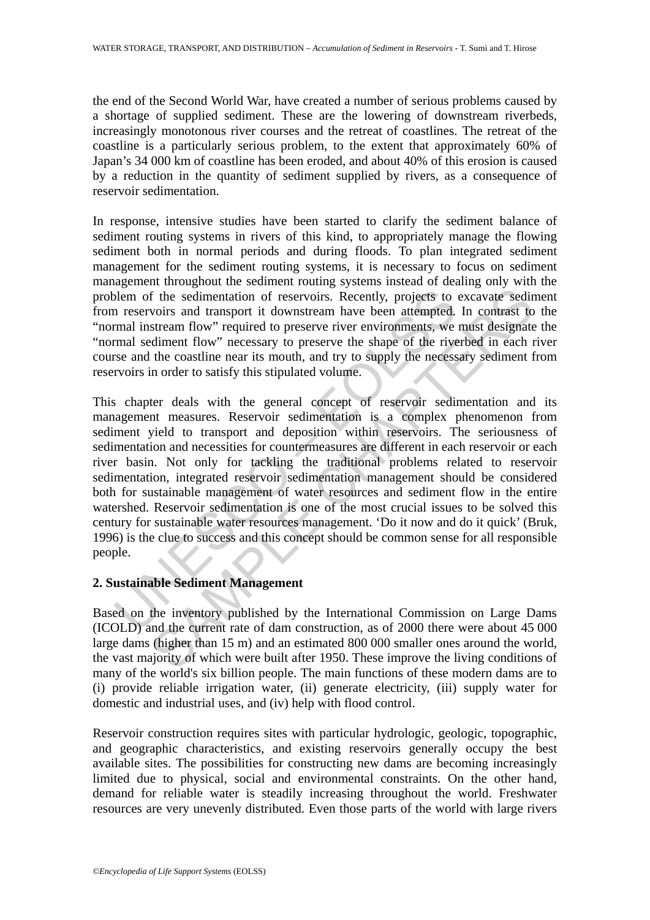the end of the Second World War, have created a number of serious problems caused by a shortage of supplied sediment. These are the lowering of downstream riverbeds, increasingly monotonous river courses and the retreat of coastlines. The retreat of the coastline is a particularly serious problem, to the extent that approximately 60% of Japan's 34 000 km of coastline has been eroded, and about 40% of this erosion is caused by a reduction in the quantity of sediment supplied by rivers, as a consequence of reservoir sedimentation.

In response, intensive studies have been started to clarify the sediment balance of sediment routing systems in rivers of this kind, to appropriately manage the flowing sediment both in normal periods and during floods. To plan integrated sediment management for the sediment routing systems, it is necessary to focus on sediment management throughout the sediment routing systems instead of dealing only with the problem of the sedimentation of reservoirs. Recently, projects to excavate sediment from reservoirs and transport it downstream have been attempted. In contrast to the "normal instream flow" required to preserve river environments, we must designate the "normal sediment flow" necessary to preserve the shape of the riverbed in each river course and the coastline near its mouth, and try to supply the necessary sediment from reservoirs in order to satisfy this stipulated volume.

This chapter deals with the general concept of reservoir sedimentation and its management measures. Reservoir sedimentation is a complex phenomenon from sediment yield to transport and deposition within reservoirs. The seriousness of sedimentation and necessities for countermeasures are different in each reservoir or each river basin. Not only for tackling the traditional problems related to reservoir sedimentation, integrated reservoir sedimentation management should be considered both for sustainable management of water resources and sediment flow in the entire watershed. Reservoir sedimentation is one of the most crucial issues to be solved this century for sustainable water resources management. 'Do it now and do it quick' (Bruk, 1996) is the clue to success and this concept should be common sense for all responsible people.

## 2. Sustainable Sediment Management

Based on the inventory published by the International Commission on Large Dams (ICOLD) and the current rate of dam construction, as of 2000 there were about 45 000 large dams (higher than 15 m) and an estimated 800 000 smaller ones around the world, the vast majority of which were built after 1950. These improve the living conditions of many of the world's six billion people. The main functions of these modern dams are to (i) provide reliable irrigation water, (ii) generate electricity, (iii) supply water for domestic and industrial uses, and (iv) help with flood control.

Reservoir construction requires sites with particular hydrologic, geologic, topographic, and geographic characteristics, and existing reservoirs generally occupy the best available sites. The possibilities for constructing new dams are becoming increasingly limited due to physical, social and environmental constraints. On the other hand, demand for reliable water is steadily increasing throughout the world. Freshwater resources are very unevenly distributed. Even those parts of the world with large rivers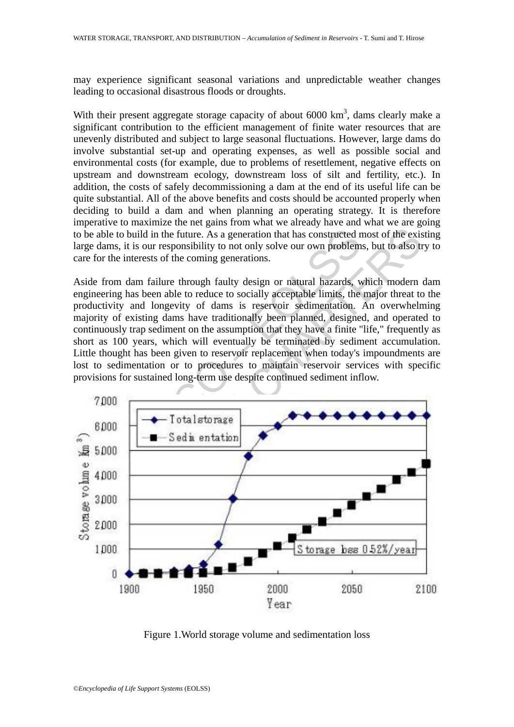may experience significant seasonal variations and unpredictable weather changes leading to occasional disastrous floods or droughts.

With their present aggregate storage capacity of about 6000 km$^3$, dams clearly make a significant contribution to the efficient management of finite water resources that are unevenly distributed and subject to large seasonal fluctuations. However, large dams do involve substantial set-up and operating expenses, as well as possible social and environmental costs (for example, due to problems of resettlement, negative effects on upstream and downstream ecology, downstream loss of silt and fertility, etc.). In addition, the costs of safely decommissioning a dam at the end of its useful life can be quite substantial. All of the above benefits and costs should be accounted properly when deciding to build a dam and when planning an operating strategy. It is therefore imperative to maximize the net gains from what we already have and what we are going to be able to build in the future. As a generation that has constructed most of the existing large dams, it is our responsibility to not only solve our own problems, but to also try to care for the interests of the coming generations.

Aside from dam failure through faulty design or natural hazards, which modern dam engineering has been able to reduce to socially acceptable limits, the major threat to the productivity and longevity of dams is reservoir sedimentation. An overwhelming majority of existing dams have traditionally been planned, designed, and operated to continuously trap sediment on the assumption that they have a finite "life," frequently as short as 100 years, which will eventually be terminated by sediment accumulation. Little thought has been given to reservoir replacement when today's impoundments are lost to sedimentation or to procedures to maintain reservoir services with specific provisions for sustained long-term use despite continued sediment inflow.

Figure 1.World storage volume and sedimentation loss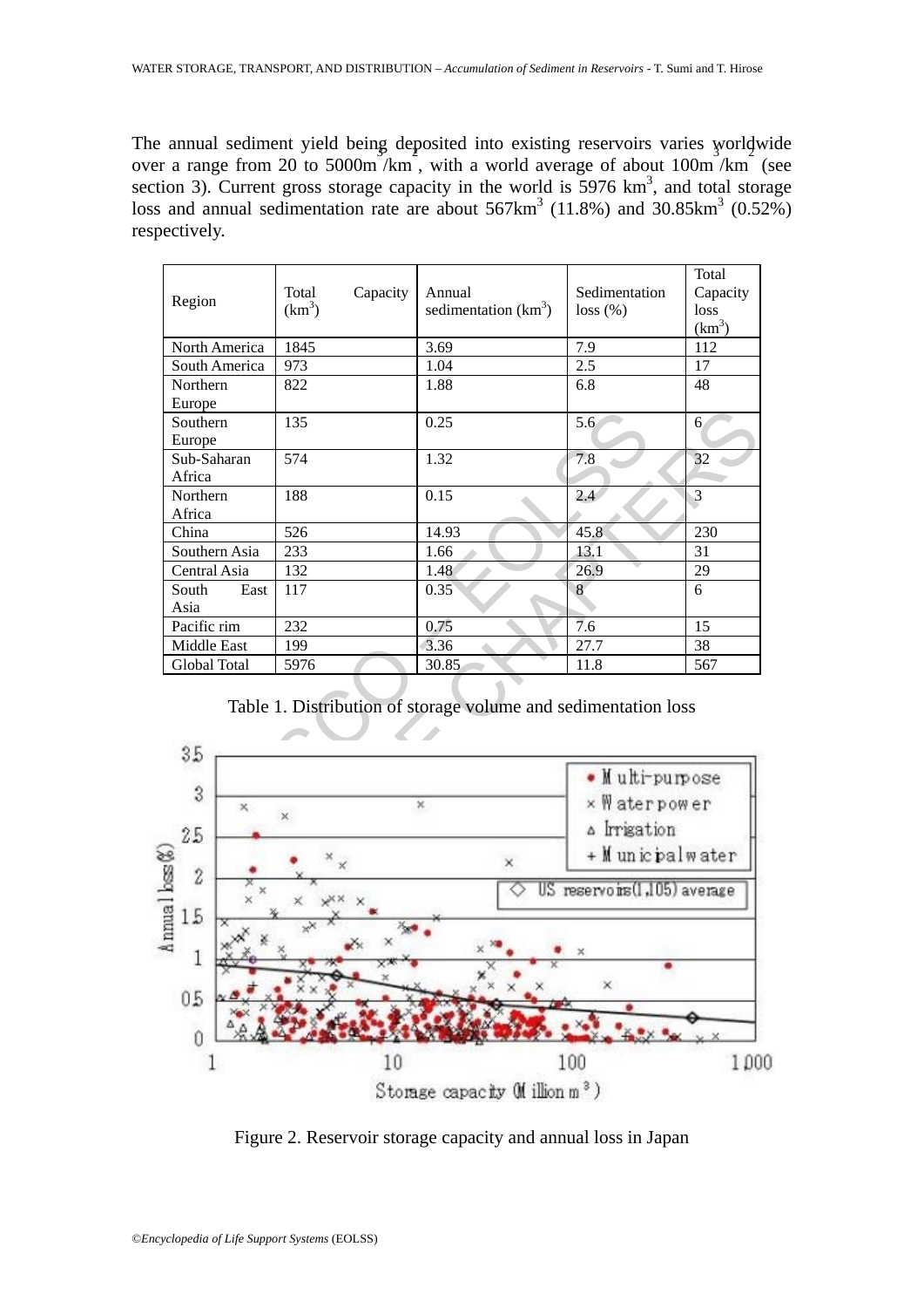The annual sediment yield being deposited into existing reservoirs varies worldwide over a range from 20 to 5000m$^3$/km$^2$, with a world average of about 100m$^3$/km$^2$ (see section 3). Current gross storage capacity in the world is 5976 km$^3$, and total storage loss and annual sedimentation rate are about 567km$^3$ (11.8%) and 30.85km$^3$ (0.52%) respectively.

| Region | Total Capacity (km$^3$) | Annual sedimentation (km$^3$) | Sedimentation loss (%) | Total Capacity loss (km$^3$) |
|---|---|---|---|---|
| North America | 1845 | 3.69 | 7.9 | 112 |
| South America | 973 | 1.04 | 2.5 | 17 |
| Northern Europe | 822 | 1.88 | 6.8 | 48 |
| Southern Europe | 135 | 0.25 | 5.6 | 6 |
| Sub-Saharan Africa | 574 | 1.32 | 7.8 | 32 |
| Northern Africa | 188 | 0.15 | 2.4 | 3 |
| China | 526 | 14.93 | 45.8 | 230 |
| Southern Asia | 233 | 1.66 | 13.1 | 31 |
| Central Asia | 132 | 1.48 | 26.9 | 29 |
| South East Asia | 117 | 0.35 | 8 | 6 |
| Pacific rim | 232 | 0.75 | 7.6 | 15 |
| Middle East | 199 | 3.36 | 27.7 | 38 |
| Global Total | 5976 | 30.85 | 11.8 | 567 |

Table 1. Distribution of storage volume and sedimentation loss

Figure 2. Reservoir storage capacity and annual loss in Japan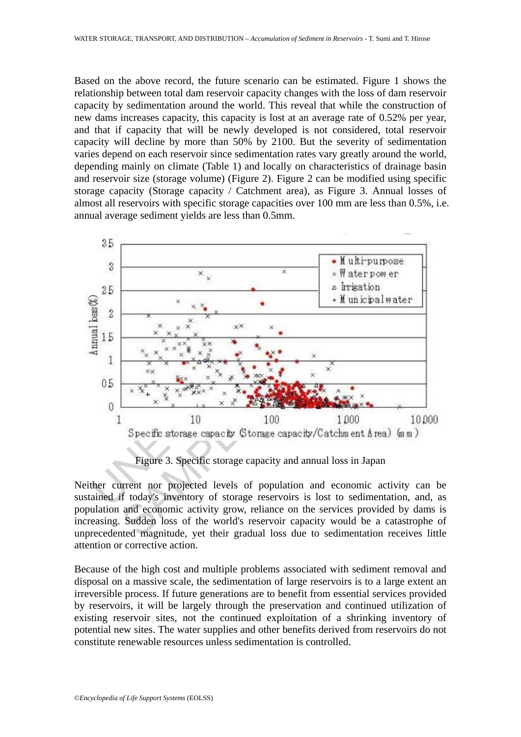Based on the above record, the future scenario can be estimated. Figure 1 shows the relationship between total dam reservoir capacity changes with the loss of dam reservoir capacity by sedimentation around the world. This reveal that while the construction of new dams increases capacity, this capacity is lost at an average rate of 0.52% per year, and that if capacity that will be newly developed is not considered, total reservoir capacity will decline by more than 50% by 2100. But the severity of sedimentation varies depend on each reservoir since sedimentation rates vary greatly around the world, depending mainly on climate (Table 1) and locally on characteristics of drainage basin and reservoir size (storage volume) (Figure 2). Figure 2 can be modified using specific storage capacity (Storage capacity / Catchment area), as Figure 3. Annual losses of almost all reservoirs with specific storage capacities over 100 mm are less than 0.5%, i.e. annual average sediment yields are less than 0.5mm.

Figure 3. Specific storage capacity and annual loss in Japan

Neither current nor projected levels of population and economic activity can be sustained if today's inventory of storage reservoirs is lost to sedimentation, and, as population and economic activity grow, reliance on the services provided by dams is increasing. Sudden loss of the world's reservoir capacity would be a catastrophe of unprecedented magnitude, yet their gradual loss due to sedimentation receives little attention or corrective action.

Because of the high cost and multiple problems associated with sediment removal and disposal on a massive scale, the sedimentation of large reservoirs is to a large extent an irreversible process. If future generations are to benefit from essential services provided by reservoirs, it will be largely through the preservation and continued utilization of existing reservoir sites, not the continued exploitation of a shrinking inventory of potential new sites. The water supplies and other benefits derived from reservoirs do not constitute renewable resources unless sedimentation is controlled.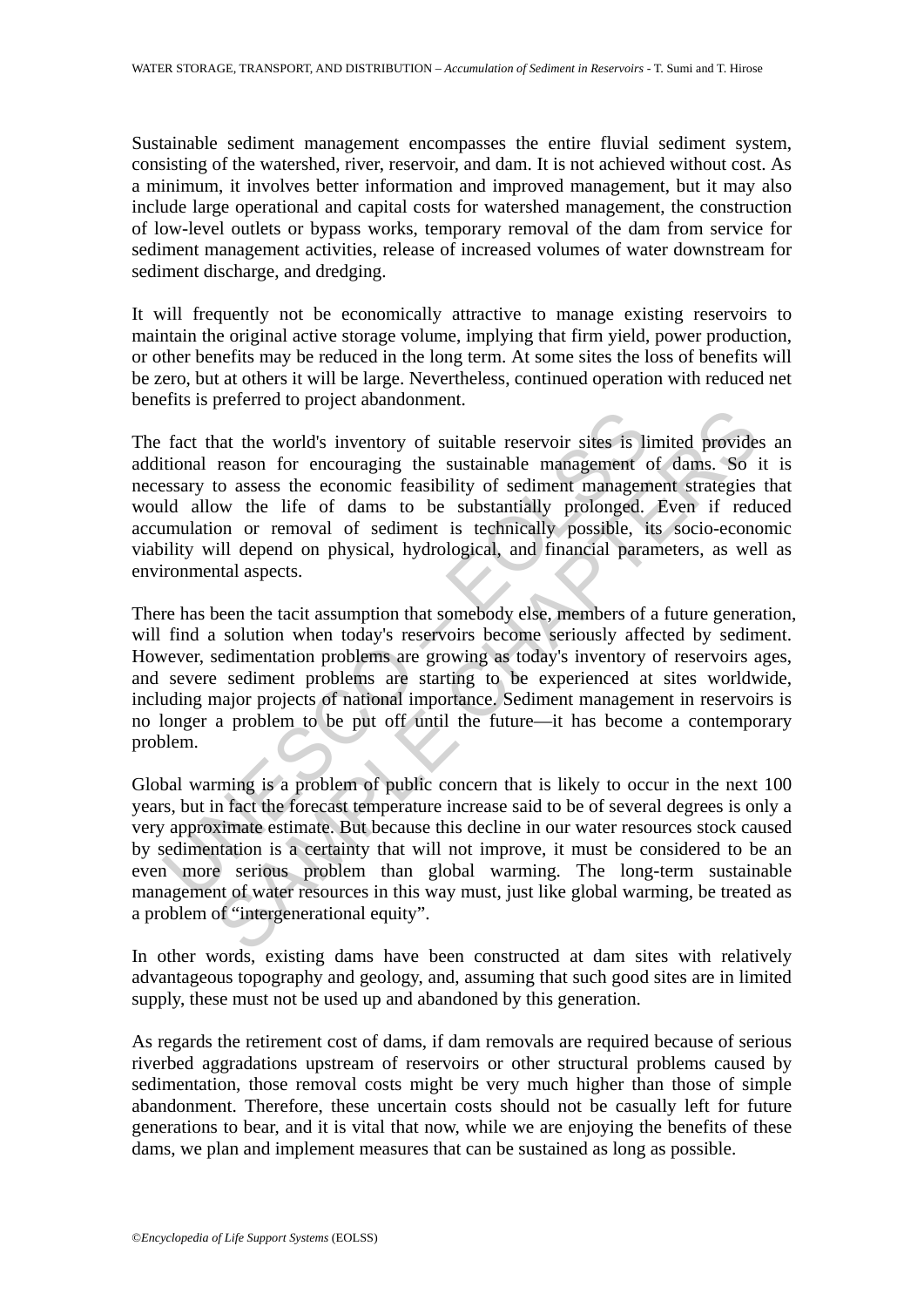Sustainable sediment management encompasses the entire fluvial sediment system, consisting of the watershed, river, reservoir, and dam. It is not achieved without cost. As a minimum, it involves better information and improved management, but it may also include large operational and capital costs for watershed management, the construction of low-level outlets or bypass works, temporary removal of the dam from service for sediment management activities, release of increased volumes of water downstream for sediment discharge, and dredging.

It will frequently not be economically attractive to manage existing reservoirs to maintain the original active storage volume, implying that firm yield, power production, or other benefits may be reduced in the long term. At some sites the loss of benefits will be zero, but at others it will be large. Nevertheless, continued operation with reduced net benefits is preferred to project abandonment.

The fact that the world's inventory of suitable reservoir sites is limited provides an additional reason for encouraging the sustainable management of dams. So it is necessary to assess the economic feasibility of sediment management strategies that would allow the life of dams to be substantially prolonged. Even if reduced accumulation or removal of sediment is technically possible, its socio-economic viability will depend on physical, hydrological, and financial parameters, as well as environmental aspects.

There has been the tacit assumption that somebody else, members of a future generation, will find a solution when today's reservoirs become seriously affected by sediment. However, sedimentation problems are growing as today's inventory of reservoirs ages, and severe sediment problems are starting to be experienced at sites worldwide, including major projects of national importance. Sediment management in reservoirs is no longer a problem to be put off until the future—it has become a contemporary problem.

Global warming is a problem of public concern that is likely to occur in the next 100 years, but in fact the forecast temperature increase said to be of several degrees is only a very approximate estimate. But because this decline in our water resources stock caused by sedimentation is a certainty that will not improve, it must be considered to be an even more serious problem than global warming. The long-term sustainable management of water resources in this way must, just like global warming, be treated as a problem of "intergenerational equity".

In other words, existing dams have been constructed at dam sites with relatively advantageous topography and geology, and, assuming that such good sites are in limited supply, these must not be used up and abandoned by this generation.

As regards the retirement cost of dams, if dam removals are required because of serious riverbed aggradations upstream of reservoirs or other structural problems caused by sedimentation, those removal costs might be very much higher than those of simple abandonment. Therefore, these uncertain costs should not be casually left for future generations to bear, and it is vital that now, while we are enjoying the benefits of these dams, we plan and implement measures that can be sustained as long as possible.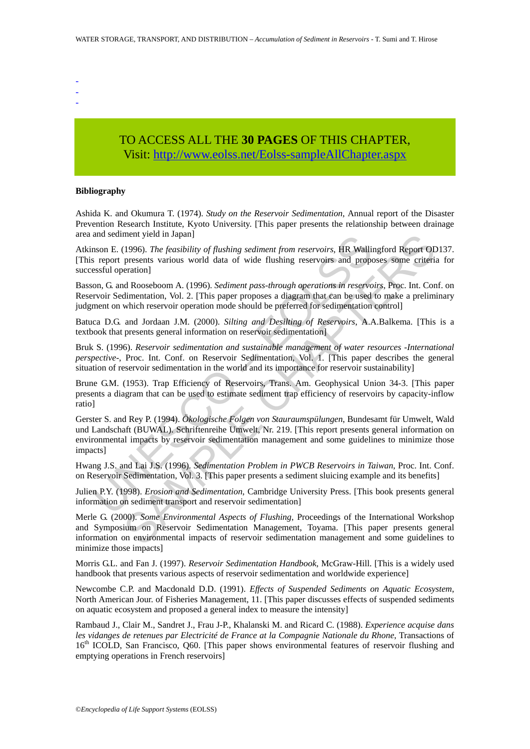-
-
-

TO ACCESS ALL THE **30 PAGES** OF THIS CHAPTER,
Visit: http://www.eolss.net/Eolss-sampleAllChapter.aspx

**Bibliography**

Ashida K. and Okumura T. (1974). *Study on the Reservoir Sedimentation*, Annual report of the Disaster Prevention Research Institute, Kyoto University. [This paper presents the relationship between drainage area and sediment yield in Japan]

Atkinson E. (1996). *The feasibility of flushing sediment from reservoirs*, HR Wallingford Report OD137. [This report presents various world data of wide flushing reservoirs and proposes some criteria for successful operation]

Basson, G. and Rooseboom A. (1996). *Sediment pass-through operations in reservoirs*, Proc. Int. Conf. on Reservoir Sedimentation, Vol. 2. [This paper proposes a diagram that can be used to make a preliminary judgment on which reservoir operation mode should be preferred for sedimentation control]

Batuca D.G. and Jordaan J.M. (2000). *Silting and Desilting of Reservoirs*, A.A.Balkema. [This is a textbook that presents general information on reservoir sedimentation]

Bruk S. (1996). *Reservoir sedimentation and sustainable management of water resources -International perspective-*, Proc. Int. Conf. on Reservoir Sedimentation, Vol. 1. [This paper describes the general situation of reservoir sedimentation in the world and its importance for reservoir sustainability]

Brune G.M. (1953). Trap Efficiency of Reservoirs, Trans. Am. Geophysical Union 34-3. [This paper presents a diagram that can be used to estimate sediment trap efficiency of reservoirs by capacity-inflow ratio]

Gerster S. and Rey P. (1994). *Ökologische Folgen von Stauraumspülungen*, Bundesamt für Umwelt, Wald und Landschaft (BUWAL). Schriftenreihe Umwelt, Nr. 219. [This report presents general information on environmental impacts by reservoir sedimentation management and some guidelines to minimize those impacts]

Hwang J.S. and Lai J.S. (1996). *Sedimentation Problem in PWCB Reservoirs in Taiwan*, Proc. Int. Conf. on Reservoir Sedimentation, Vol. 3. [This paper presents a sediment sluicing example and its benefits]

Julien P.Y. (1998). *Erosion and Sedimentation*, Cambridge University Press. [This book presents general information on sediment transport and reservoir sedimentation]

Merle G. (2000). *Some Environmental Aspects of Flushing*, Proceedings of the International Workshop and Symposium on Reservoir Sedimentation Management, Toyama. [This paper presents general information on environmental impacts of reservoir sedimentation management and some guidelines to minimize those impacts]

Morris G.L. and Fan J. (1997). *Reservoir Sedimentation Handbook*, McGraw-Hill. [This is a widely used handbook that presents various aspects of reservoir sedimentation and worldwide experience]

Newcombe C.P. and Macdonald D.D. (1991). *Effects of Suspended Sediments on Aquatic Ecosystem*, North American Jour. of Fisheries Management, 11. [This paper discusses effects of suspended sediments on aquatic ecosystem and proposed a general index to measure the intensity]

Rambaud J., Clair M., Sandret J., Frau J-P., Khalanski M. and Ricard C. (1988). *Experience acquise dans les vidanges de retenues par Electricité de France at la Compagnie Nationale du Rhone*, Transactions of 16th ICOLD, San Francisco, Q60. [This paper shows environmental features of reservoir flushing and emptying operations in French reservoirs]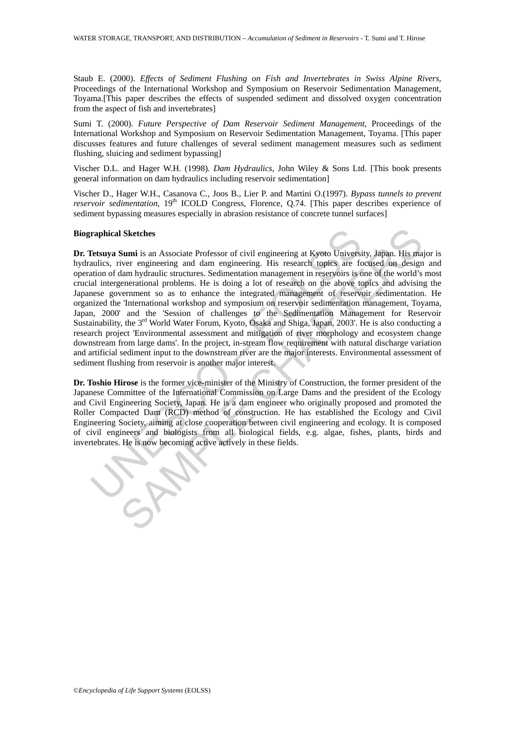Staub E. (2000). *Effects of Sediment Flushing on Fish and Invertebrates in Swiss Alpine Rivers*, Proceedings of the International Workshop and Symposium on Reservoir Sedimentation Management, Toyama.[This paper describes the effects of suspended sediment and dissolved oxygen concentration from the aspect of fish and invertebrates]

Sumi T. (2000). *Future Perspective of Dam Reservoir Sediment Management*, Proceedings of the International Workshop and Symposium on Reservoir Sedimentation Management, Toyama. [This paper discusses features and future challenges of several sediment management measures such as sediment flushing, sluicing and sediment bypassing]

Vischer D.L. and Hager W.H. (1998). *Dam Hydraulics*, John Wiley & Sons Ltd. [This book presents general information on dam hydraulics including reservoir sedimentation]

Vischer D., Hager W.H., Casanova C., Joos B., Lier P. and Martini O.(1997). *Bypass tunnels to prevent reservoir sedimentation*, 19th ICOLD Congress, Florence, Q.74. [This paper describes experience of sediment bypassing measures especially in abrasion resistance of concrete tunnel surfaces]

**Biographical Sketches**

**Dr. Tetsuya Sumi** is an Associate Professor of civil engineering at Kyoto University, Japan. His major is hydraulics, river engineering and dam engineering. His research topics are focused on design and operation of dam hydraulic structures. Sedimentation management in reservoirs is one of the world's most crucial intergenerational problems. He is doing a lot of research on the above topics and advising the Japanese government so as to enhance the integrated management of reservoir sedimentation. He organized the 'International workshop and symposium on reservoir sedimentation management, Toyama, Japan, 2000' and the 'Session of challenges to the Sedimentation Management for Reservoir Sustainability, the 3rd World Water Forum, Kyoto, Osaka and Shiga, Japan, 2003'. He is also conducting a research project 'Environmental assessment and mitigation of river morphology and ecosystem change downstream from large dams'. In the project, in-stream flow requirement with natural discharge variation and artificial sediment input to the downstream river are the major interests. Environmental assessment of sediment flushing from reservoir is another major interest.

**Dr. Toshio Hirose** is the former vice-minister of the Ministry of Construction, the former president of the Japanese Committee of the International Commission on Large Dams and the president of the Ecology and Civil Engineering Society, Japan. He is a dam engineer who originally proposed and promoted the Roller Compacted Dam (RCD) method of construction. He has established the Ecology and Civil Engineering Society, aiming at close cooperation between civil engineering and ecology. It is composed of civil engineers and biologists from all biological fields, e.g. algae, fishes, plants, birds and invertebrates. He is now becoming active actively in these fields.